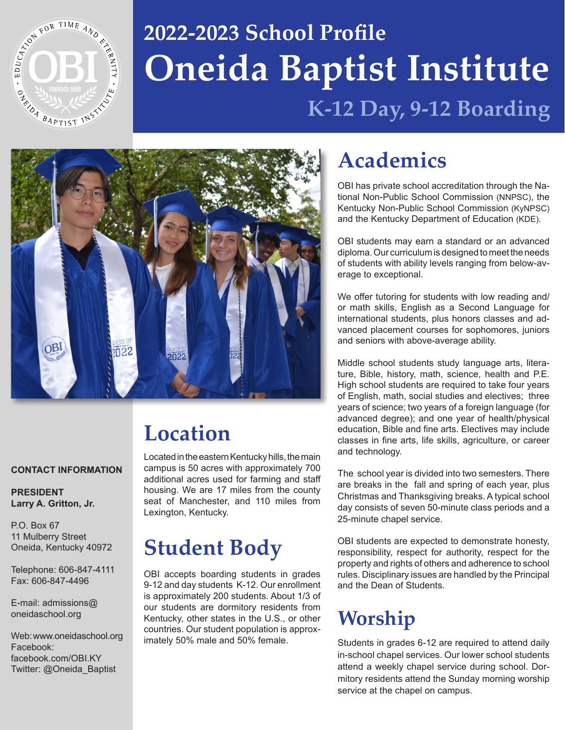# 2022-2023 School Profile

# Oneida Baptist Institute

## K-12 Day, 9-12 Boarding

## Academics

OBI has private school accreditation through the National Non-Public School Commission (NNPSC), the Kentucky Non-Public School Commission (KyNPSC) and the Kentucky Department of Education (KDE).

OBI students may earn a standard or an advanced diploma. Our curriculum is designed to meet the needs of students with ability levels ranging from below-average to exceptional.

We offer tutoring for students with low reading and/or math skills, English as a Second Language for international students, plus honors classes and advanced placement courses for sophomores, juniors and seniors with above-average ability.

Middle school students study language arts, literature, Bible, history, math, science, health and P.E. High school students are required to take four years of English, math, social studies and electives; three years of science; two years of a foreign language (for advanced degree); and one year of health/physical education, Bible and fine arts. Electives may include classes in fine arts, life skills, agriculture, or career and technology.

The school year is divided into two semesters. There are breaks in the fall and spring of each year, plus Christmas and Thanksgiving breaks. A typical school day consists of seven 50-minute class periods and a 25-minute chapel service.

OBI students are expected to demonstrate honesty, responsibility, respect for authority, respect for the property and rights of others and adherence to school rules. Disciplinary issues are handled by the Principal and the Dean of Students.

## Location

Located in the eastern Kentucky hills, the main campus is 50 acres with approximately 700 additional acres used for farming and staff housing. We are 17 miles from the county seat of Manchester, and 110 miles from Lexington, Kentucky.

## Student Body

OBI accepts boarding students in grades 9-12 and day students K-12. Our enrollment is approximately 200 students. About 1/3 of our students are dormitory residents from Kentucky, other states in the U.S., or other countries. Our student population is approximately 50% male and 50% female.

## Worship

Students in grades 6-12 are required to attend daily in-school chapel services. Our lower school students attend a weekly chapel service during school. Dormitory residents attend the Sunday morning worship service at the chapel on campus.

**CONTACT INFORMATION**

**PRESIDENT**
**Larry A. Gritton, Jr.**

P.O. Box 67
11 Mulberry Street
Oneida, Kentucky 40972

Telephone: 606-847-4111
Fax: 606-847-4496

E-mail: admissions@oneidaschool.org

Web: www.oneidaschool.org
Facebook: facebook.com/OBI.KY
Twitter: @Oneida_Baptist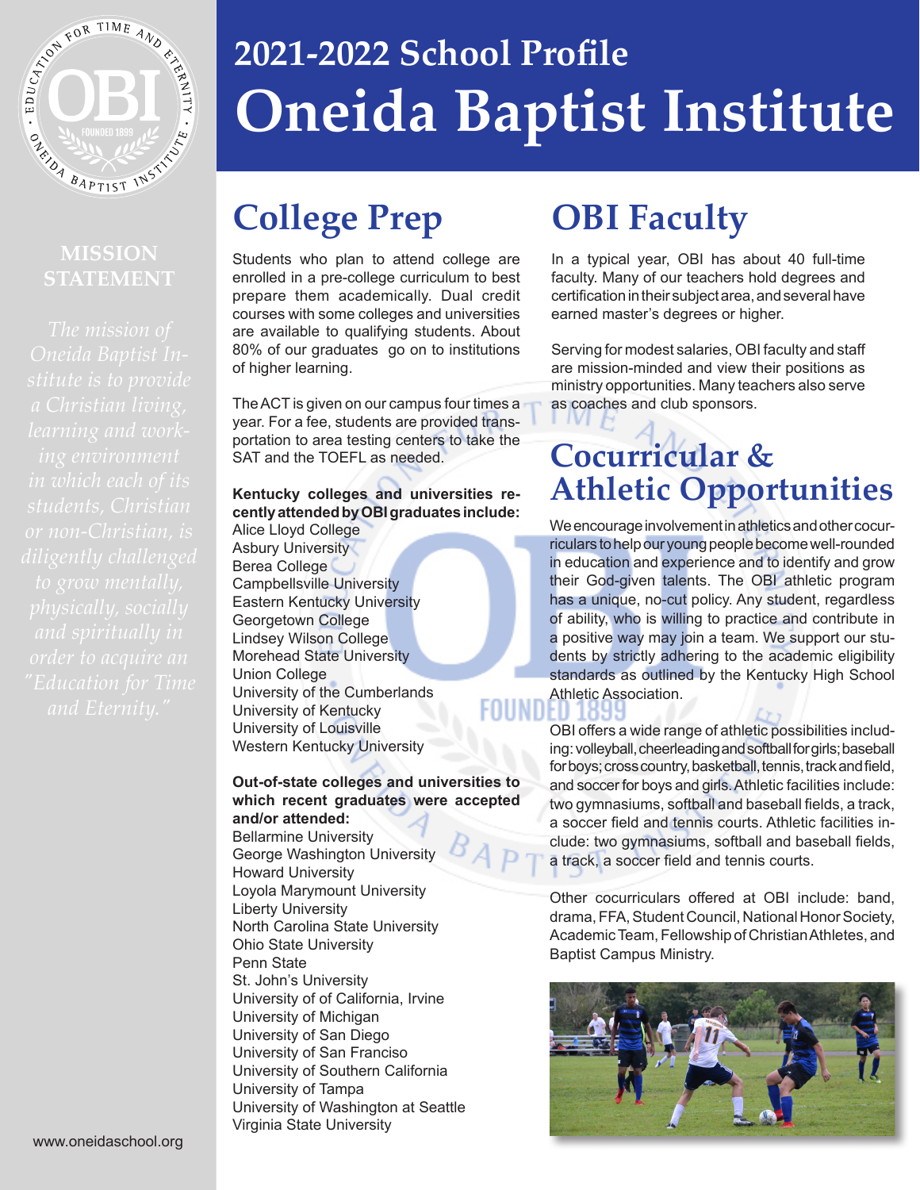# 2021-2022 School Profile

# Oneida Baptist Institute

## MISSION STATEMENT

*The mission of Oneida Baptist Institute is to provide a Christian living, learning and working environment in which each of its students, Christian or non-Christian, is diligently challenged to grow mentally, physically, socially and spiritually in order to acquire an "Education for Time and Eternity."*

## College Prep

Students who plan to attend college are enrolled in a pre-college curriculum to best prepare them academically. Dual credit courses with some colleges and universities are available to qualifying students. About 80% of our graduates go on to institutions of higher learning.

The ACT is given on our campus four times a year. For a fee, students are provided transportation to area testing centers to take the SAT and the TOEFL as needed.

**Kentucky colleges and universities recently attended by OBI graduates include:**

Alice Lloyd College
Asbury University
Berea College
Campbellsville University
Eastern Kentucky University
Georgetown College
Lindsey Wilson College
Morehead State University
Union College
University of the Cumberlands
University of Kentucky
University of Louisville
Western Kentucky University

**Out-of-state colleges and universities to which recent graduates were accepted and/or attended:**

Bellarmine University
George Washington University
Howard University
Loyola Marymount University
Liberty University
North Carolina State University
Ohio State University
Penn State
St. John's University
University of of California, Irvine
University of Michigan
University of San Diego
University of San Franciso
University of Southern California
University of Tampa
University of Washington at Seattle
Virginia State University

## OBI Faculty

In a typical year, OBI has about 40 full-time faculty. Many of our teachers hold degrees and certification in their subject area, and several have earned master's degrees or higher.

Serving for modest salaries, OBI faculty and staff are mission-minded and view their positions as ministry opportunities. Many teachers also serve as coaches and club sponsors.

## Cocurricular & Athletic Opportunities

We encourage involvement in athletics and other cocurriculars to help our young people become well-rounded in education and experience and to identify and grow their God-given talents. The OBI athletic program has a unique, no-cut policy. Any student, regardless of ability, who is willing to practice and contribute in a positive way may join a team. We support our students by strictly adhering to the academic eligibility standards as outlined by the Kentucky High School Athletic Association.

OBI offers a wide range of athletic possibilities including: volleyball, cheerleading and softball for girls; baseball for boys; cross country, basketball, tennis, track and field, and soccer for boys and girls. Athletic facilities include: two gymnasiums, softball and baseball fields, a track, a soccer field and tennis courts. Athletic facilities include: two gymnasiums, softball and baseball fields, a track, a soccer field and tennis courts.

Other cocurriculars offered at OBI include: band, drama, FFA, Student Council, National Honor Society, Academic Team, Fellowship of Christian Athletes, and Baptist Campus Ministry.

www.oneidaschool.org